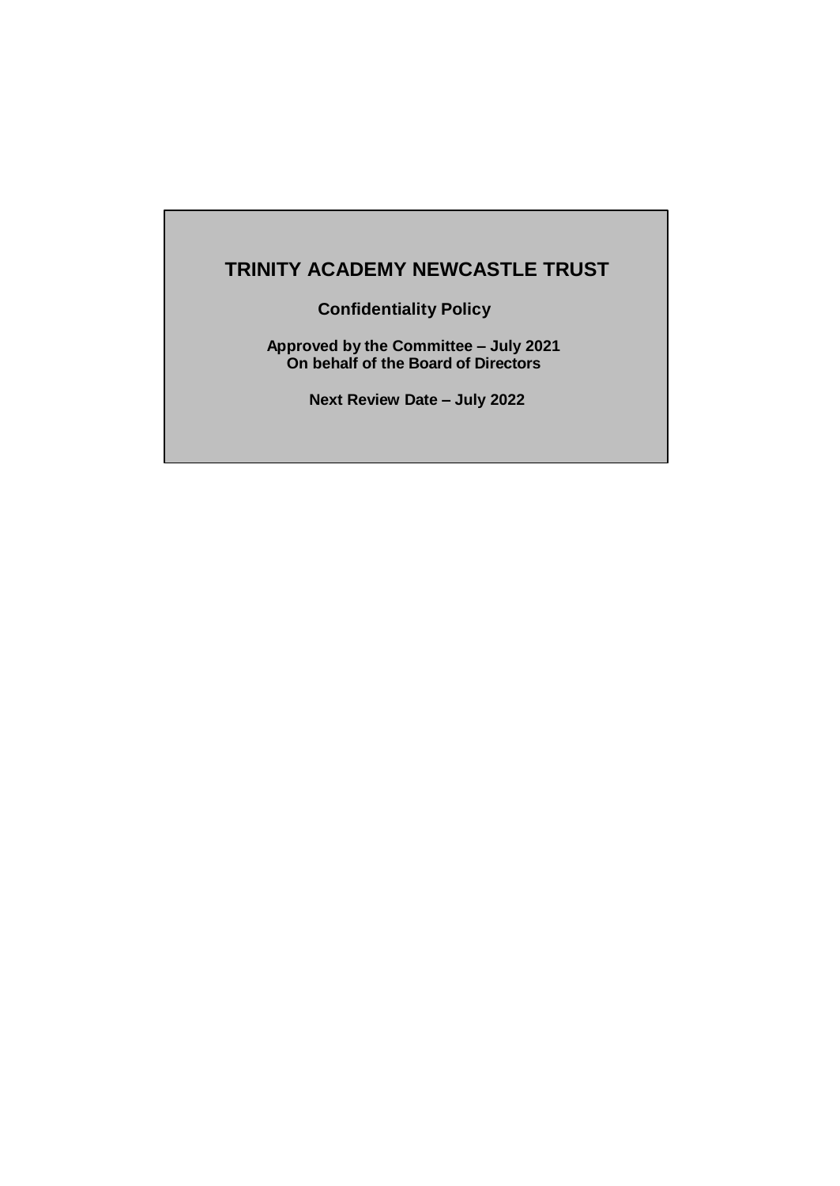# TRINITY ACADEMY NEWCASTLE TRUST

**Confidentiality Policy**

**Approved by the Committee – July 2021**
**On behalf of the Board of Directors**

**Next Review Date – July 2022**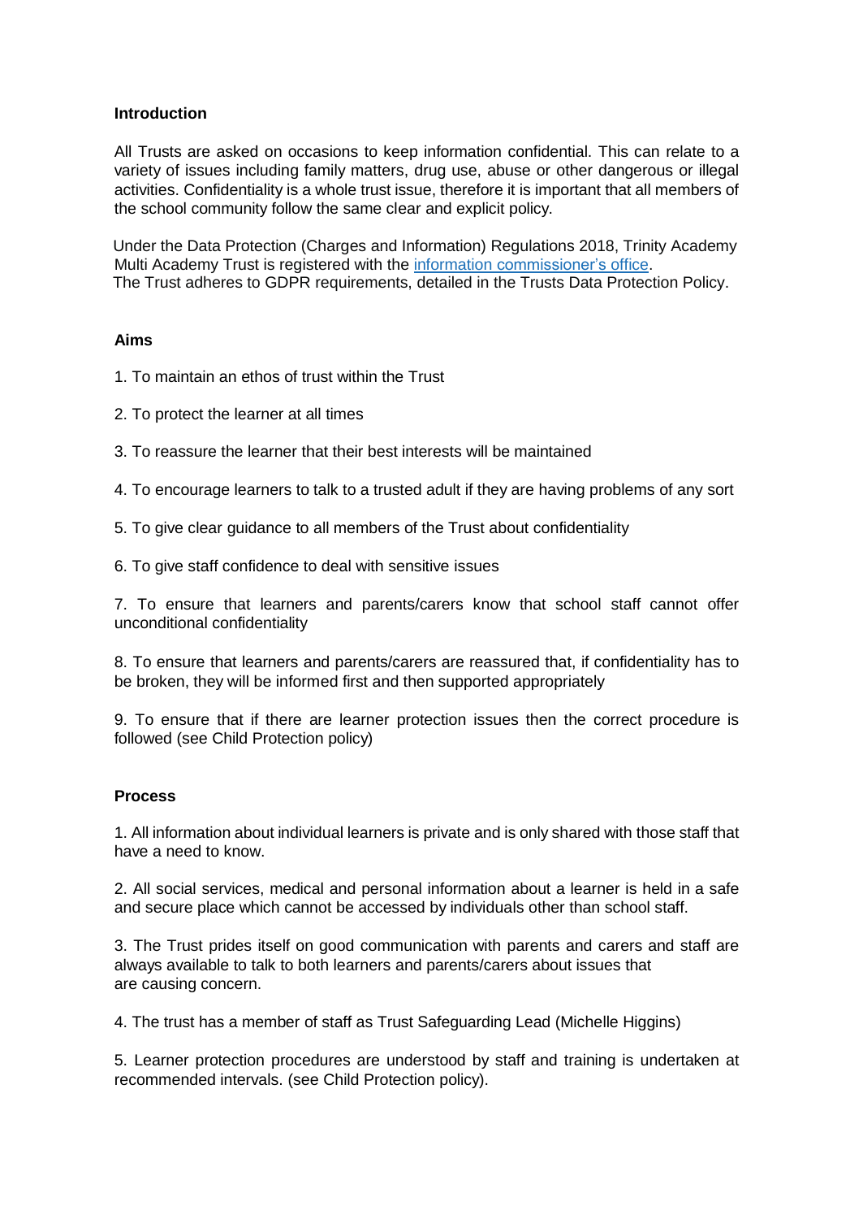## Introduction

All Trusts are asked on occasions to keep information confidential. This can relate to a variety of issues including family matters, drug use, abuse or other dangerous or illegal activities. Confidentiality is a whole trust issue, therefore it is important that all members of the school community follow the same clear and explicit policy.

Under the Data Protection (Charges and Information) Regulations 2018, Trinity Academy Multi Academy Trust is registered with the information commissioner's office. The Trust adheres to GDPR requirements, detailed in the Trusts Data Protection Policy.

## Aims

1. To maintain an ethos of trust within the Trust
2. To protect the learner at all times
3. To reassure the learner that their best interests will be maintained
4. To encourage learners to talk to a trusted adult if they are having problems of any sort
5. To give clear guidance to all members of the Trust about confidentiality
6. To give staff confidence to deal with sensitive issues
7. To ensure that learners and parents/carers know that school staff cannot offer unconditional confidentiality
8. To ensure that learners and parents/carers are reassured that, if confidentiality has to be broken, they will be informed first and then supported appropriately
9. To ensure that if there are learner protection issues then the correct procedure is followed (see Child Protection policy)

## Process

1. All information about individual learners is private and is only shared with those staff that have a need to know.
2. All social services, medical and personal information about a learner is held in a safe and secure place which cannot be accessed by individuals other than school staff.
3. The Trust prides itself on good communication with parents and carers and staff are always available to talk to both learners and parents/carers about issues that are causing concern.
4. The trust has a member of staff as Trust Safeguarding Lead (Michelle Higgins)
5. Learner protection procedures are understood by staff and training is undertaken at recommended intervals. (see Child Protection policy).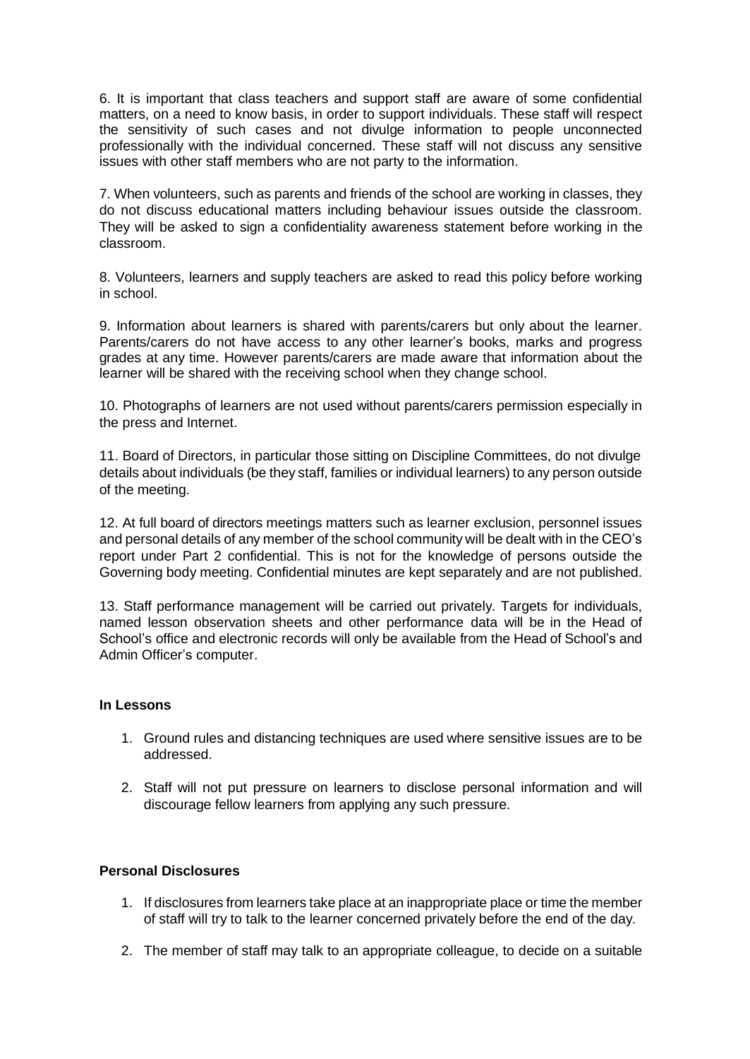6. It is important that class teachers and support staff are aware of some confidential matters, on a need to know basis, in order to support individuals. These staff will respect the sensitivity of such cases and not divulge information to people unconnected professionally with the individual concerned. These staff will not discuss any sensitive issues with other staff members who are not party to the information.

7. When volunteers, such as parents and friends of the school are working in classes, they do not discuss educational matters including behaviour issues outside the classroom. They will be asked to sign a confidentiality awareness statement before working in the classroom.

8. Volunteers, learners and supply teachers are asked to read this policy before working in school.

9. Information about learners is shared with parents/carers but only about the learner. Parents/carers do not have access to any other learner's books, marks and progress grades at any time. However parents/carers are made aware that information about the learner will be shared with the receiving school when they change school.

10. Photographs of learners are not used without parents/carers permission especially in the press and Internet.

11. Board of Directors, in particular those sitting on Discipline Committees, do not divulge details about individuals (be they staff, families or individual learners) to any person outside of the meeting.

12. At full board of directors meetings matters such as learner exclusion, personnel issues and personal details of any member of the school community will be dealt with in the CEO's report under Part 2 confidential. This is not for the knowledge of persons outside the Governing body meeting. Confidential minutes are kept separately and are not published.

13. Staff performance management will be carried out privately. Targets for individuals, named lesson observation sheets and other performance data will be in the Head of School's office and electronic records will only be available from the Head of School's and Admin Officer's computer.

**In Lessons**

1. Ground rules and distancing techniques are used where sensitive issues are to be addressed.
2. Staff will not put pressure on learners to disclose personal information and will discourage fellow learners from applying any such pressure.

**Personal Disclosures**

1. If disclosures from learners take place at an inappropriate place or time the member of staff will try to talk to the learner concerned privately before the end of the day.
2. The member of staff may talk to an appropriate colleague, to decide on a suitable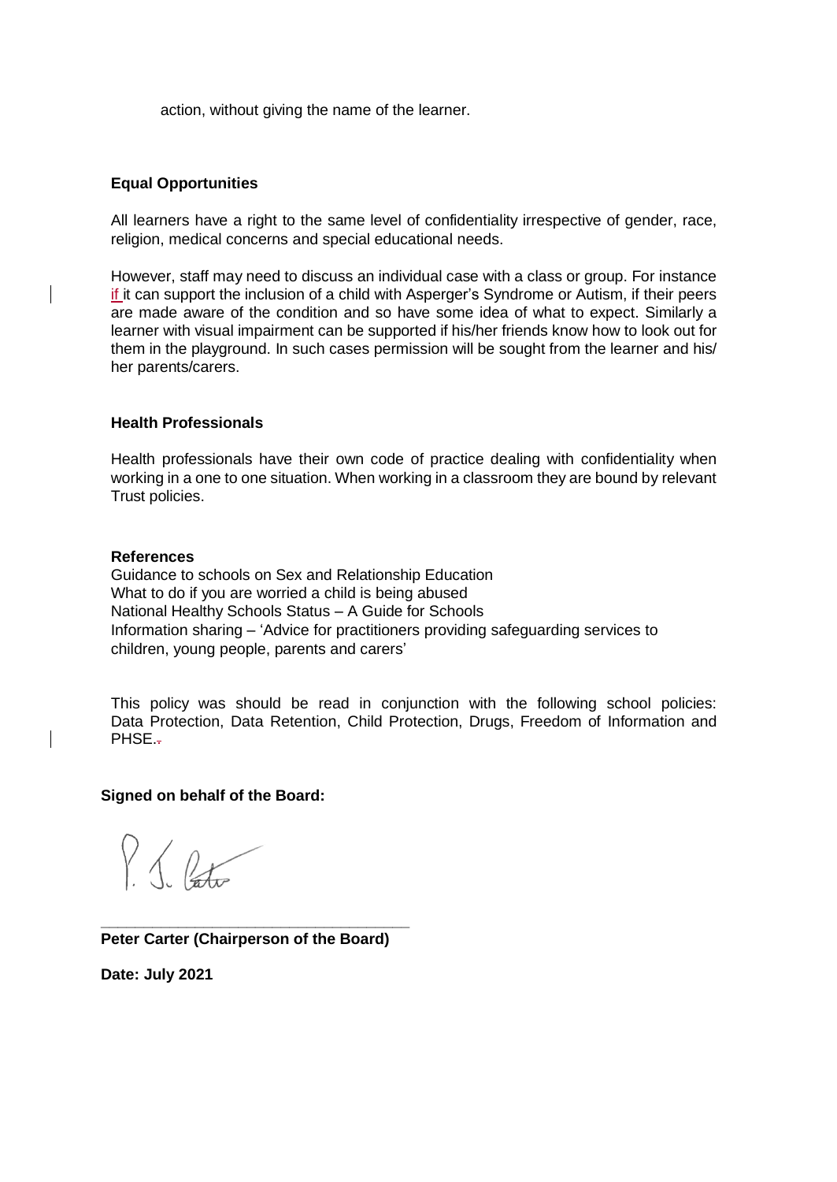action, without giving the name of the learner.

**Equal Opportunities**

All learners have a right to the same level of confidentiality irrespective of gender, race, religion, medical concerns and special educational needs.

However, staff may need to discuss an individual case with a class or group. For instance if it can support the inclusion of a child with Asperger's Syndrome or Autism, if their peers are made aware of the condition and so have some idea of what to expect. Similarly a learner with visual impairment can be supported if his/her friends know how to look out for them in the playground. In such cases permission will be sought from the learner and his/her parents/carers.

**Health Professionals**

Health professionals have their own code of practice dealing with confidentiality when working in a one to one situation. When working in a classroom they are bound by relevant Trust policies.

**References**

Guidance to schools on Sex and Relationship Education
What to do if you are worried a child is being abused
National Healthy Schools Status – A Guide for Schools
Information sharing – 'Advice for practitioners providing safeguarding services to children, young people, parents and carers'

This policy was should be read in conjunction with the following school policies: Data Protection, Data Retention, Child Protection, Drugs, Freedom of Information and PHSE.

**Signed on behalf of the Board:**

**Peter Carter (Chairperson of the Board)**

**Date: July 2021**